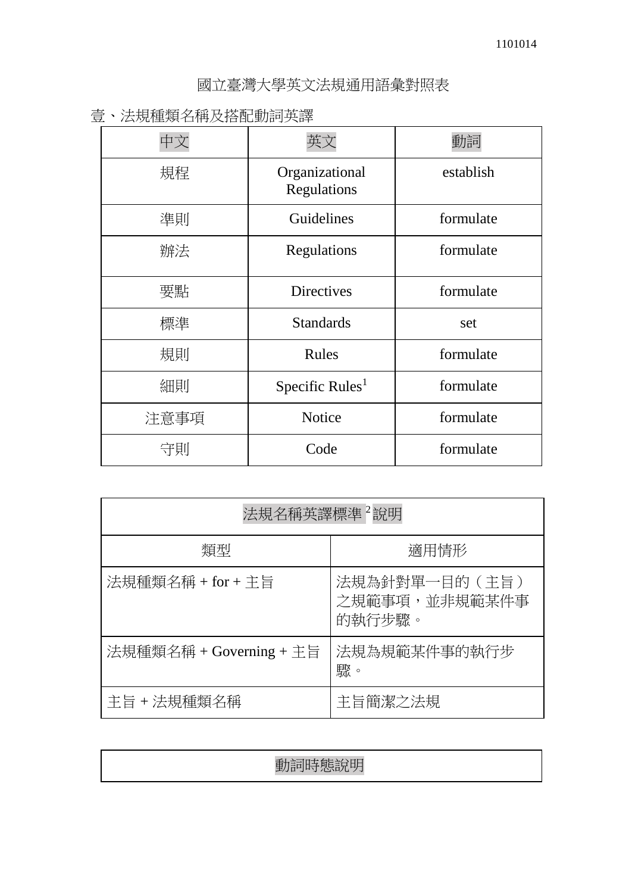1101014

# 國立臺灣大學英文法規通用語彙對照表

## 壹、法規種類名稱及搭配動詞英譯

| 中文 | 英文 | 動詞 |
|---|---|---|
| 規程 | Organizational Regulations | establish |
| 準則 | Guidelines | formulate |
| 辦法 | Regulations | formulate |
| 要點 | Directives | formulate |
| 標準 | Standards | set |
| 規則 | Rules | formulate |
| 細則 | Specific Rules[1] | formulate |
| 注意事項 | Notice | formulate |
| 守則 | Code | formulate |

| 法規名稱英譯標準[2]說明 | |
|---|---|
| 類型 | 適用情形 |
| 法規種類名稱 + for + 主旨 | 法規為針對單一目的（主旨）之規範事項，並非規範某件事的執行步驟。 |
| 法規種類名稱 + Governing + 主旨 | 法規為規範某件事的執行步驟。 |
| 主旨 + 法規種類名稱 | 主旨簡潔之法規 |

| 動詞時態說明 |
|---|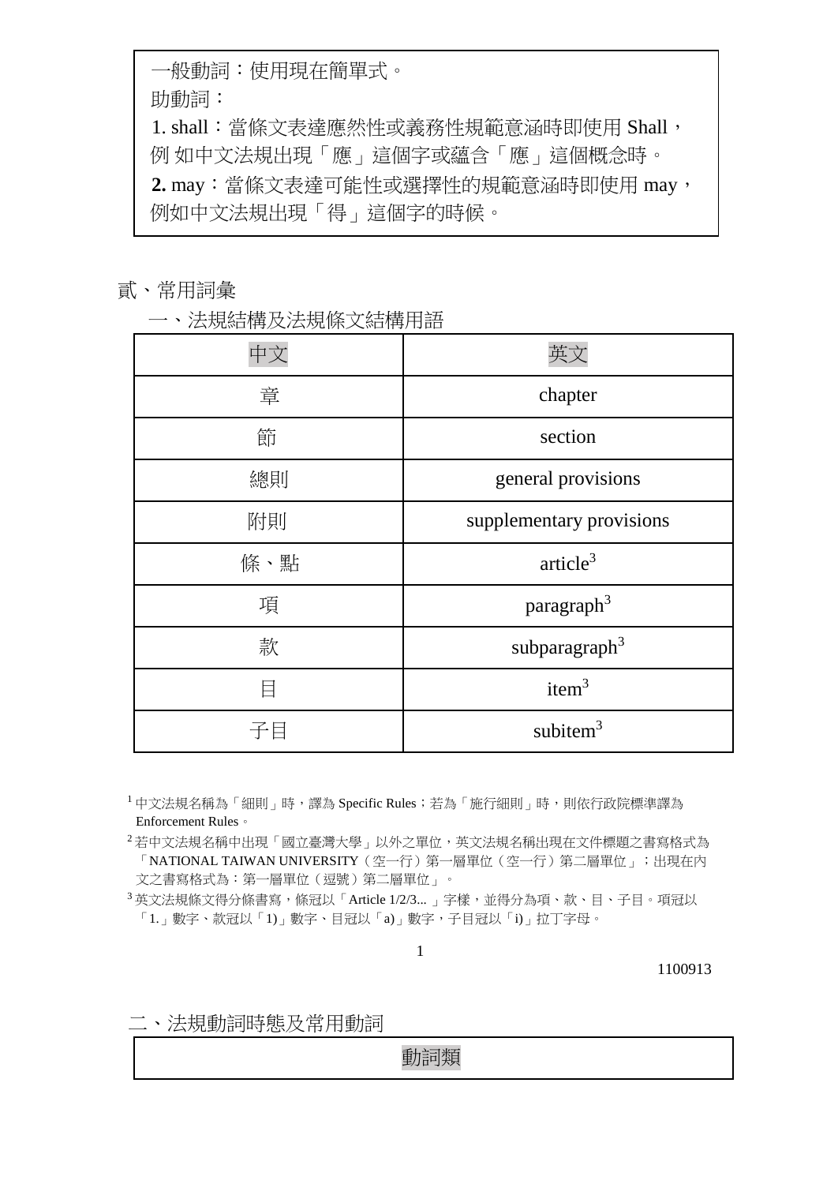一般動詞：使用現在簡單式。

助動詞：

1. shall：當條文表達應然性或義務性規範意涵時即使用 Shall，例 如中文法規出現「應」這個字或蘊含「應」這個概念時。

**2.** may：當條文表達可能性或選擇性的規範意涵時即使用 may，例如中文法規出現「得」這個字的時候。

## 貳、常用詞彙

### 一、法規結構及法規條文結構用語

| 中文 | 英文 |
|---|---|
| 章 | chapter |
| 節 | section |
| 總則 | general provisions |
| 附則 | supplementary provisions |
| 條、點 | article[3] |
| 項 | paragraph[3] |
| 款 | subparagraph[3] |
| 目 | item[3] |
| 子目 | subitem[3] |

[1] 中文法規名稱為「細則」時，譯為 Specific Rules；若為「施行細則」時，則依行政院標準譯為 Enforcement Rules。

[2] 若中文法規名稱中出現「國立臺灣大學」以外之單位，英文法規名稱出現在文件標題之書寫格式為「NATIONAL TAIWAN UNIVERSITY（空一行）第一層單位（空一行）第二層單位」；出現在內文之書寫格式為：第一層單位（逗號）第二層單位」。

[3] 英文法規條文得分條書寫，條冠以「Article 1/2/3... 」字樣，並得分為項、款、目、子目。項冠以「1.」數字、款冠以「1)」數字、目冠以「a)」數字，子目冠以「i)」拉丁字母。

1100913

### 二、法規動詞時態及常用動詞

| 動詞類 |
|---|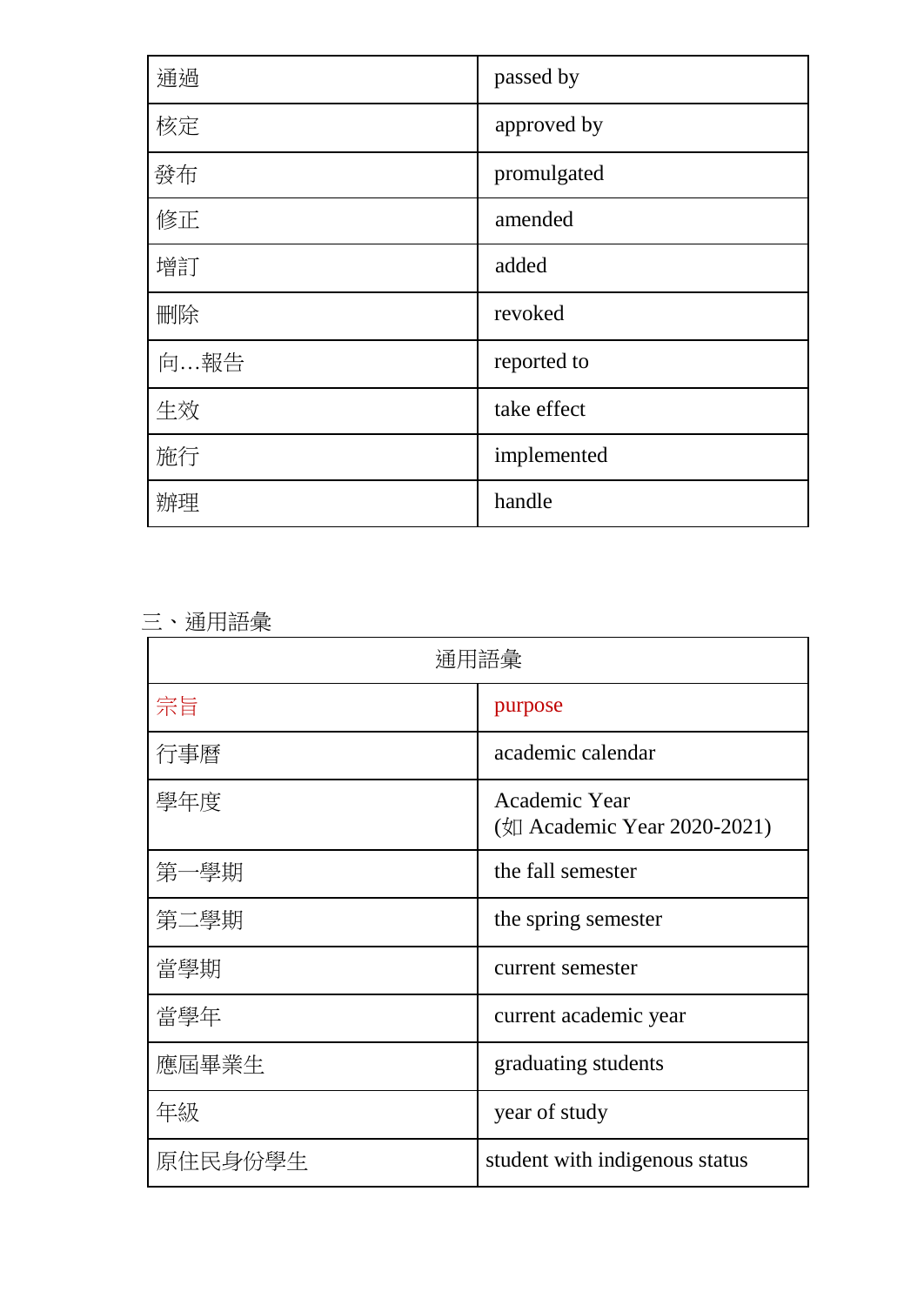| 通過 | passed by |
|---|---|
| 核定 | approved by |
| 發布 | promulgated |
| 修正 | amended |
| 增訂 | added |
| 刪除 | revoked |
| 向…報告 | reported to |
| 生效 | take effect |
| 施行 | implemented |
| 辦理 | handle |

三、通用語彙

| 通用語彙 | |
|---|---|
| 宗旨 | purpose |
| 行事曆 | academic calendar |
| 學年度 | Academic Year<br>(如 Academic Year 2020-2021) |
| 第一學期 | the fall semester |
| 第二學期 | the spring semester |
| 當學期 | current semester |
| 當學年 | current academic year |
| 應屆畢業生 | graduating students |
| 年級 | year of study |
| 原住民身份學生 | student with indigenous status |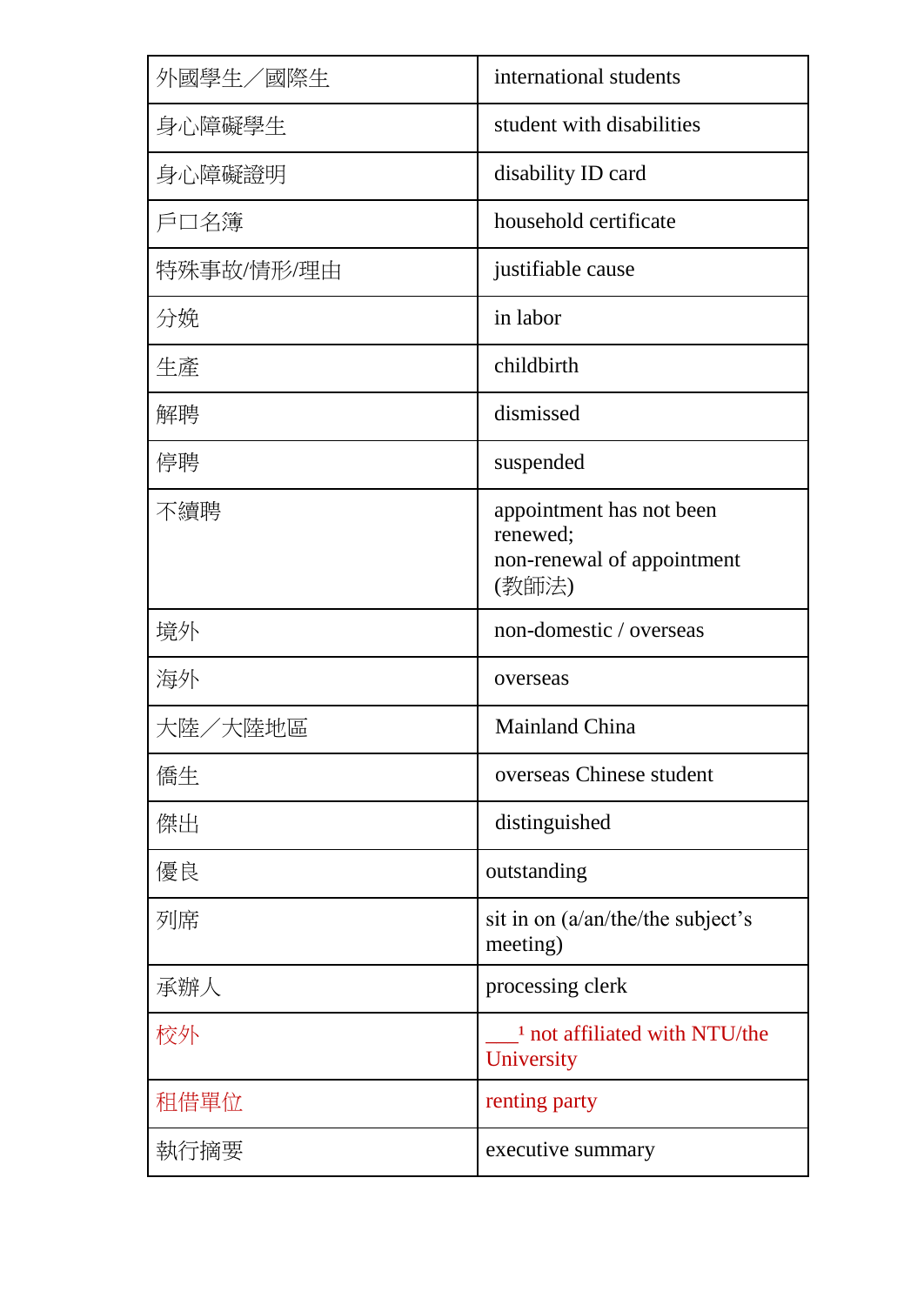| 外國學生／國際生 | international students |
|---|---|
| 身心障礙學生 | student with disabilities |
| 身心障礙證明 | disability ID card |
| 戶口名簿 | household certificate |
| 特殊事故/情形/理由 | justifiable cause |
| 分娩 | in labor |
| 生產 | childbirth |
| 解聘 | dismissed |
| 停聘 | suspended |
| 不續聘 | appointment has not been renewed;<br>non-renewal of appointment (教師法) |
| 境外 | non-domestic / overseas |
| 海外 | overseas |
| 大陸／大陸地區 | Mainland China |
| 僑生 | overseas Chinese student |
| 傑出 | distinguished |
| 優良 | outstanding |
| 列席 | sit in on (a/an/the/the subject's meeting) |
| 承辦人 | processing clerk |
| 校外 | ___[1] not affiliated with NTU/the University |
| 租借單位 | renting party |
| 執行摘要 | executive summary |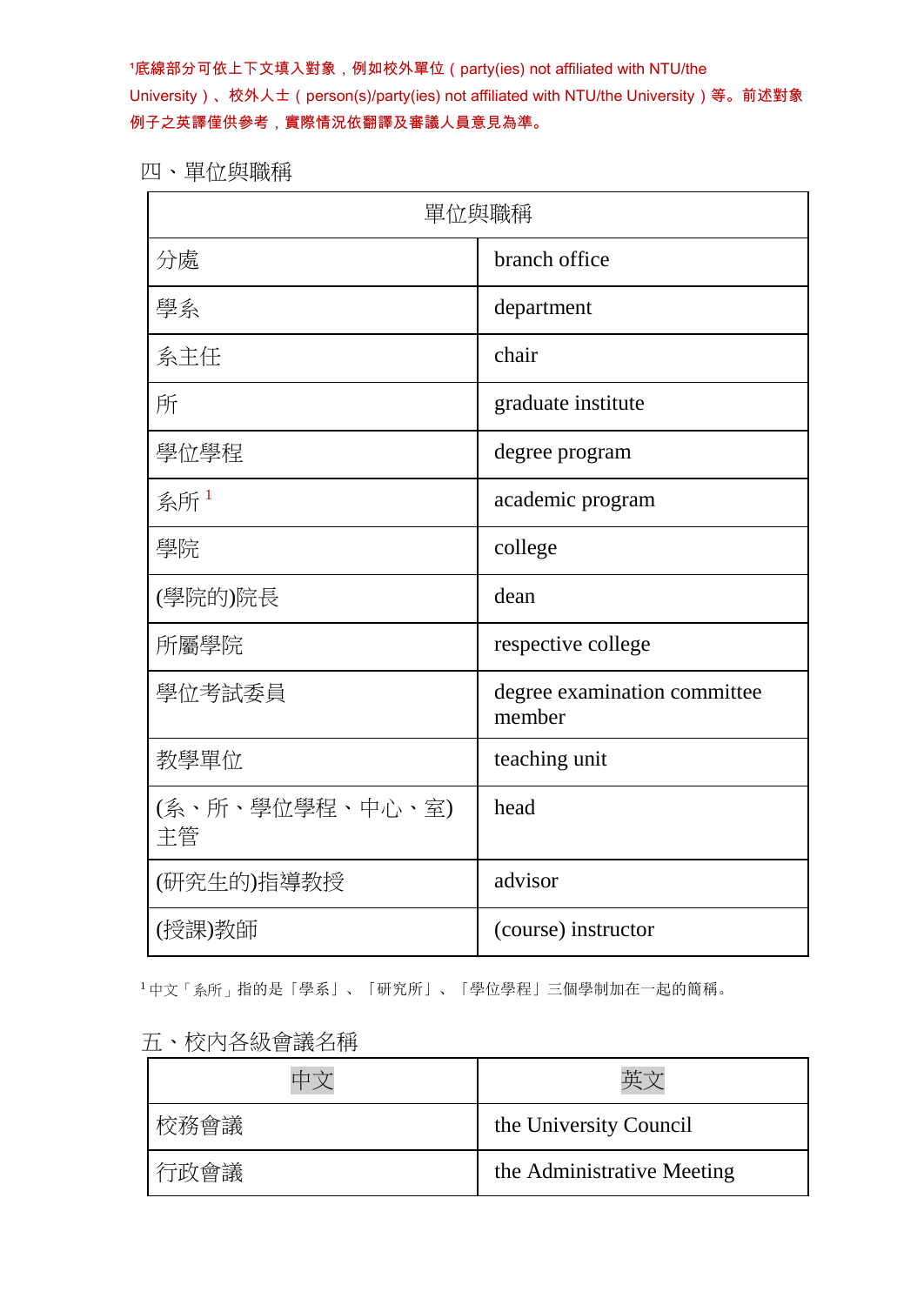[1]底線部分可依上下文填入對象，例如校外單位（party(ies) not affiliated with NTU/the University）、校外人士（person(s)/party(ies) not affiliated with NTU/the University）等。前述對象例子之英譯僅供參考，實際情況依翻譯及審議人員意見為準。

## 四、單位與職稱

| 單位與職稱 | |
|---|---|
| 分處 | branch office |
| 學系 | department |
| 系主任 | chair |
| 所 | graduate institute |
| 學位學程 | degree program |
| 系所[1] | academic program |
| 學院 | college |
| (學院的)院長 | dean |
| 所屬學院 | respective college |
| 學位考試委員 | degree examination committee member |
| 教學單位 | teaching unit |
| (系、所、學位學程、中心、室)主管 | head |
| (研究生的)指導教授 | advisor |
| (授課)教師 | (course) instructor |

[1]中文「系所」指的是「學系」、「研究所」、「學位學程」三個學制加在一起的簡稱。

## 五、校內各級會議名稱

| 中文 | 英文 |
|---|---|
| 校務會議 | the University Council |
| 行政會議 | the Administrative Meeting |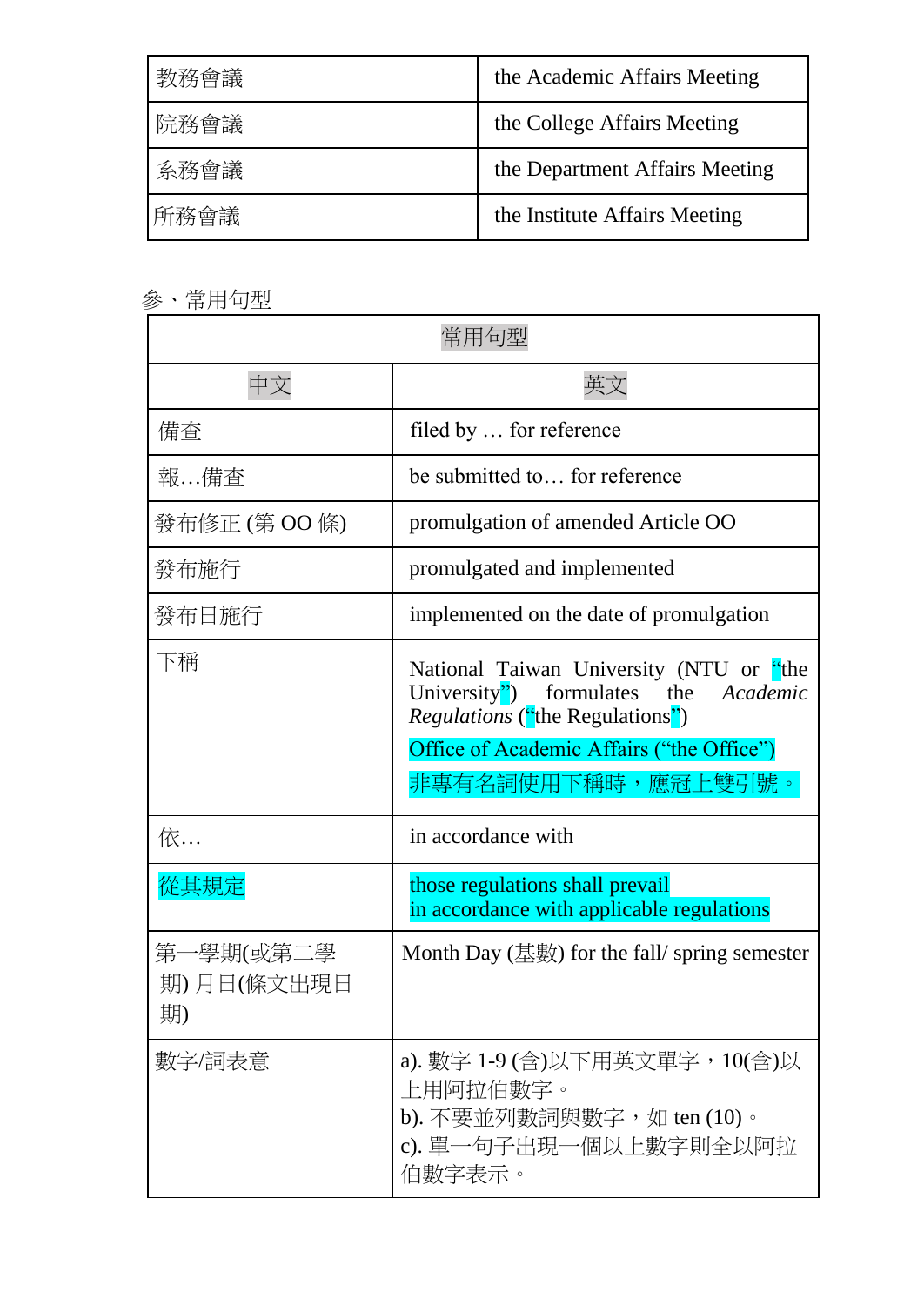| 教務會議 | the Academic Affairs Meeting |
|---|---|
| 院務會議 | the College Affairs Meeting |
| 系務會議 | the Department Affairs Meeting |
| 所務會議 | the Institute Affairs Meeting |

參、常用句型

| 常用句型 | |
|---|---|
| 中文 | 英文 |
| 備查 | filed by … for reference |
| 報…備查 | be submitted to… for reference |
| 發布修正 (第 OO 條) | promulgation of amended Article OO |
| 發布施行 | promulgated and implemented |
| 發布日施行 | implemented on the date of promulgation |
| 下稱 | National Taiwan University (NTU or "the University") formulates the *Academic Regulations* ("the Regulations")<br>Office of Academic Affairs ("the Office")<br>非專有名詞使用下稱時，應冠上雙引號。 |
| 依… | in accordance with |
| 從其規定 | those regulations shall prevail<br>in accordance with applicable regulations |
| 第一學期(或第二學期) 月日(條文出現日期) | Month Day (基數) for the fall/ spring semester |
| 數字/詞表意 | a). 數字 1-9 (含)以下用英文單字，10(含)以上用阿拉伯數字。<br>b). 不要並列數詞與數字，如 ten (10)。<br>c). 單一句子出現一個以上數字則全以阿拉伯數字表示。 |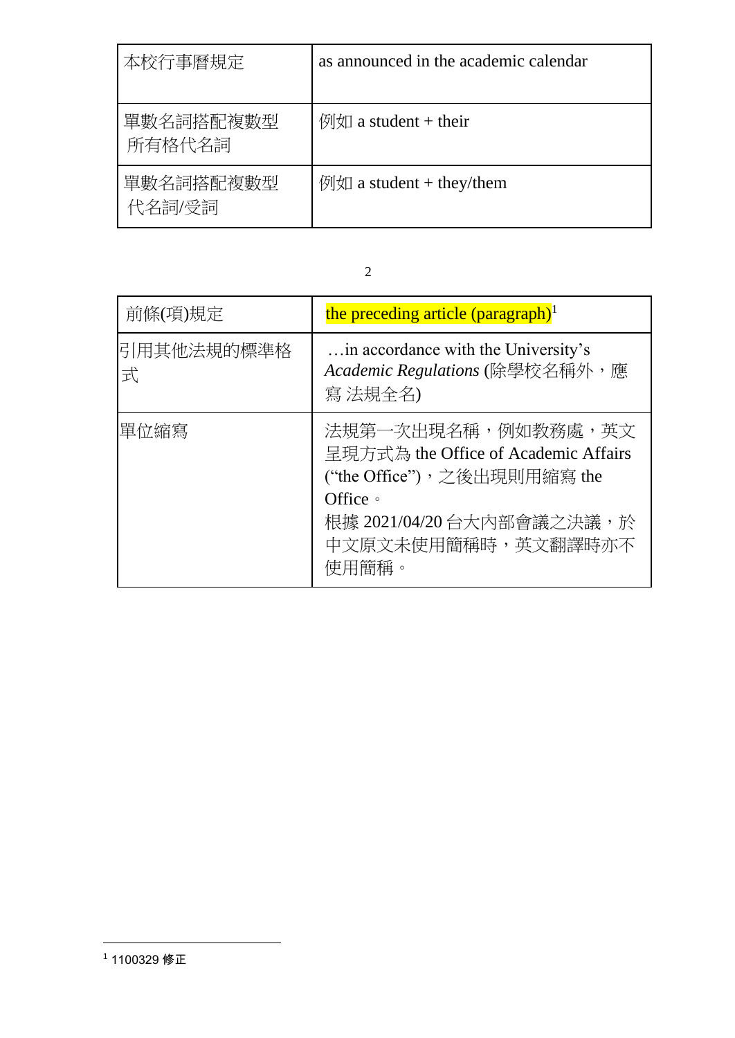| 本校行事曆規定 | as announced in the academic calendar |
| --- | --- |
| 單數名詞搭配複數型所有格代名詞 | 例如 a student + their |
| 單數名詞搭配複數型代名詞/受詞 | 例如 a student + they/them |

| 前條(項)規定 | the preceding article (paragraph)[1] |
| --- | --- |
| 引用其他法規的標準格式 | …in accordance with the University's *Academic Regulations* (除學校名稱外，應寫 法規全名) |
| 單位縮寫 | 法規第一次出現名稱，例如教務處，英文呈現方式為 the Office of Academic Affairs ("the Office")，之後出現則用縮寫 the Office。<br>根據 2021/04/20 台大內部會議之決議，於中文原文未使用簡稱時，英文翻譯時亦不使用簡稱。 |

[1] 1100329 修正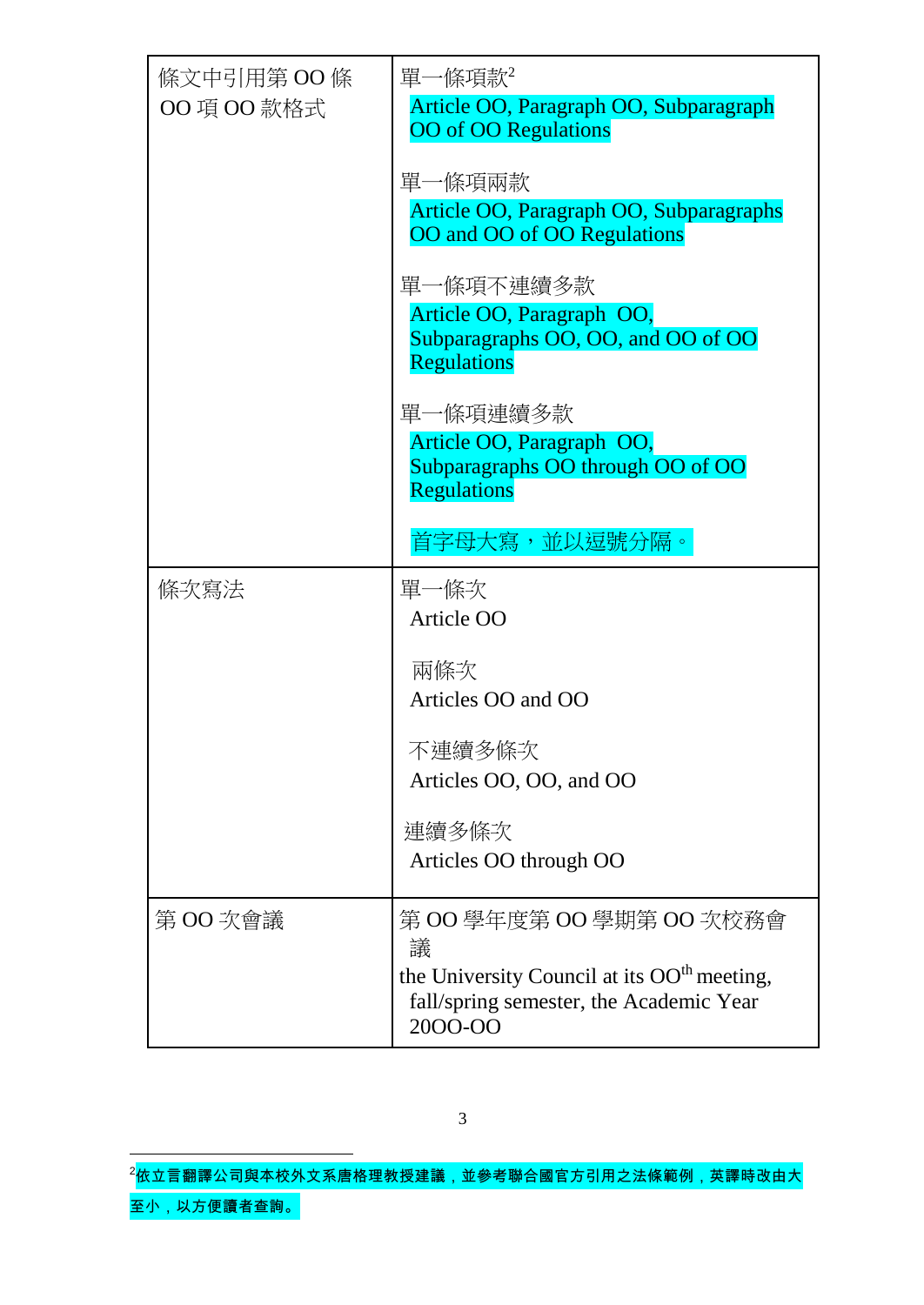| 條文中引用第 OO 條 OO 項 OO 款格式 | 單一條項款[2]<br>Article OO, Paragraph OO, Subparagraph OO of OO Regulations<br><br>單一條項兩款<br>Article OO, Paragraph OO, Subparagraphs OO and OO of OO Regulations<br><br>單一條項不連續多款<br>Article OO, Paragraph OO, Subparagraphs OO, OO, and OO of OO Regulations<br><br>單一條項連續多款<br>Article OO, Paragraph OO, Subparagraphs OO through OO of OO Regulations<br><br>首字母大寫，並以逗號分隔。 |
|---|---|
| 條次寫法 | 單一條次<br>Article OO<br><br>兩條次<br>Articles OO and OO<br><br>不連續多條次<br>Articles OO, OO, and OO<br><br>連續多條次<br>Articles OO through OO |
| 第 OO 次會議 | 第 OO 學年度第 OO 學期第 OO 次校務會議<br>the University Council at its OO$^{th}$ meeting, fall/spring semester, the Academic Year 20OO-OO |

[2]依立言翻譯公司與本校外文系唐格理教授建議，並參考聯合國官方引用之法條範例，英譯時改由大至小，以方便讀者查詢。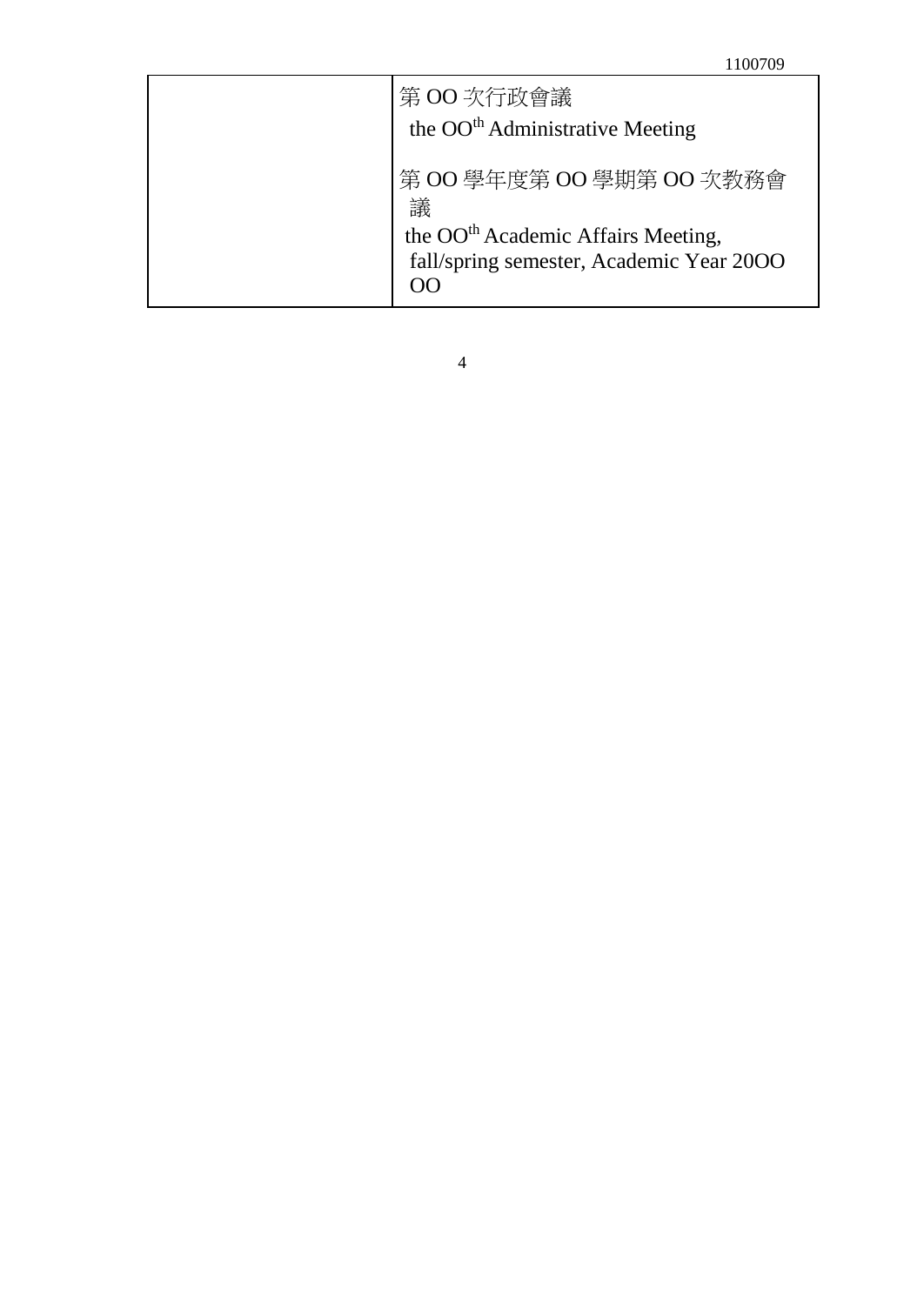| | |
|---|---|
| | 第 OO 次行政會議<br>the OO$^{th}$ Administrative Meeting<br><br>第 OO 學年度第 OO 學期第 OO 次教務會議<br>the OO$^{th}$ Academic Affairs Meeting, fall/spring semester, Academic Year 20OO OO |